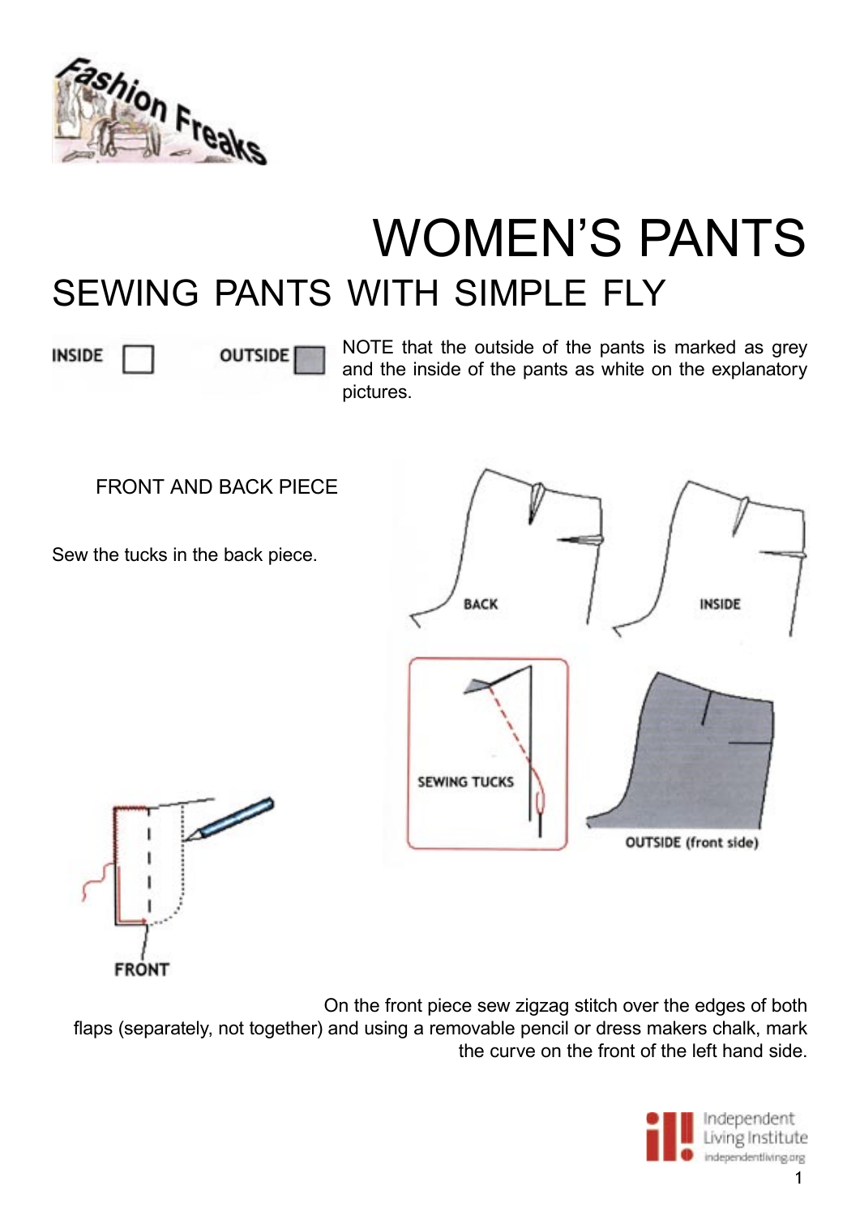# WOMEN'S PANTS

## SEWING PANTS WITH SIMPLE FLY

INSIDE OUTSIDE

NOTE that the outside of the pants is marked as grey and the inside of the pants as white on the explanatory pictures.

### FRONT AND BACK PIECE

Sew the tucks in the back piece.

BACK

INSIDE

SEWING TUCKS

OUTSIDE (front side)

FRONT

On the front piece sew zigzag stitch over the edges of both flaps (separately, not together) and using a removable pencil or dress makers chalk, mark the curve on the front of the left hand side.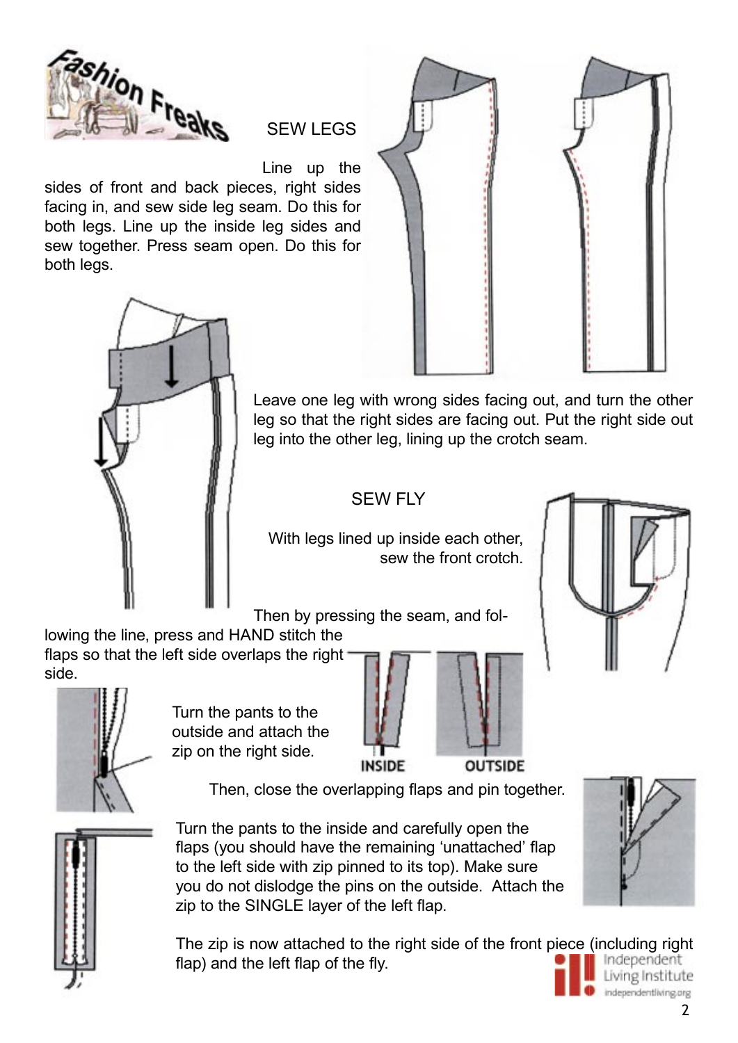## SEW LEGS

Line up the sides of front and back pieces, right sides facing in, and sew side leg seam. Do this for both legs. Line up the inside leg sides and sew together. Press seam open. Do this for both legs.

Leave one leg with wrong sides facing out, and turn the other leg so that the right sides are facing out. Put the right side out leg into the other leg, lining up the crotch seam.

## SEW FLY

With legs lined up inside each other, sew the front crotch.

Then by pressing the seam, and following the line, press and HAND stitch the flaps so that the left side overlaps the right side.

INSIDE OUTSIDE

Turn the pants to the outside and attach the zip on the right side.

Then, close the overlapping flaps and pin together.

Turn the pants to the inside and carefully open the flaps (you should have the remaining 'unattached' flap to the left side with zip pinned to its top). Make sure you do not dislodge the pins on the outside. Attach the zip to the SINGLE layer of the left flap.

The zip is now attached to the right side of the front piece (including right flap) and the left flap of the fly.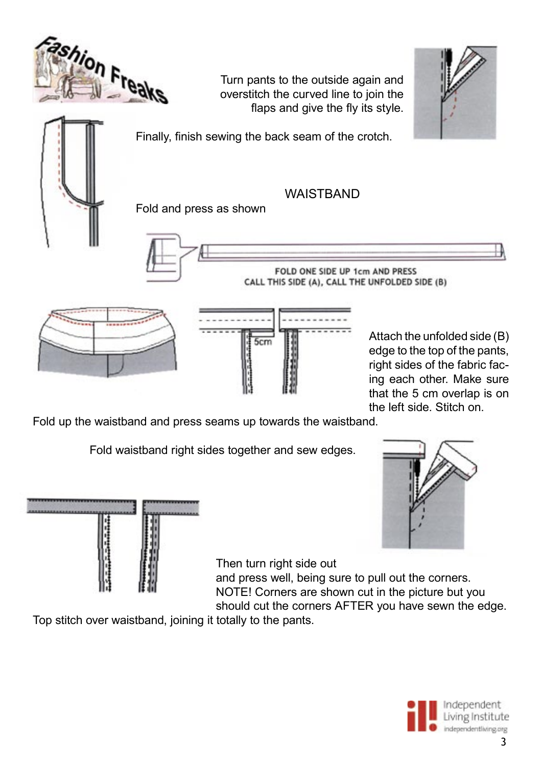Turn pants to the outside again and overstitch the curved line to join the flaps and give the fly its style.

Finally, finish sewing the back seam of the crotch.

## WAISTBAND

Fold and press as shown

FOLD ONE SIDE UP 1cm AND PRESS
CALL THIS SIDE (A), CALL THE UNFOLDED SIDE (B)

5cm

Attach the unfolded side (B) edge to the top of the pants, right sides of the fabric facing each other. Make sure that the 5 cm overlap is on the left side. Stitch on.

Fold up the waistband and press seams up towards the waistband.

Fold waistband right sides together and sew edges.

Then turn right side out and press well, being sure to pull out the corners.
NOTE! Corners are shown cut in the picture but you should cut the corners AFTER you have sewn the edge.

Top stitch over waistband, joining it totally to the pants.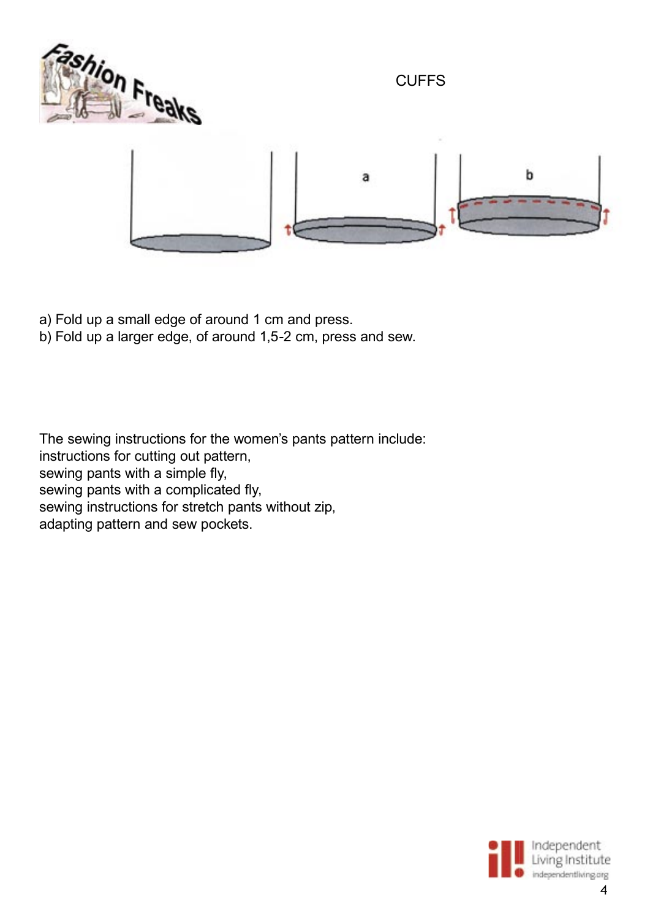# CUFFS

a

b

a) Fold up a small edge of around 1 cm and press.
b) Fold up a larger edge, of around 1,5-2 cm, press and sew.

The sewing instructions for the women's pants pattern include:
instructions for cutting out pattern,
sewing pants with a simple fly,
sewing pants with a complicated fly,
sewing instructions for stretch pants without zip,
adapting pattern and sew pockets.